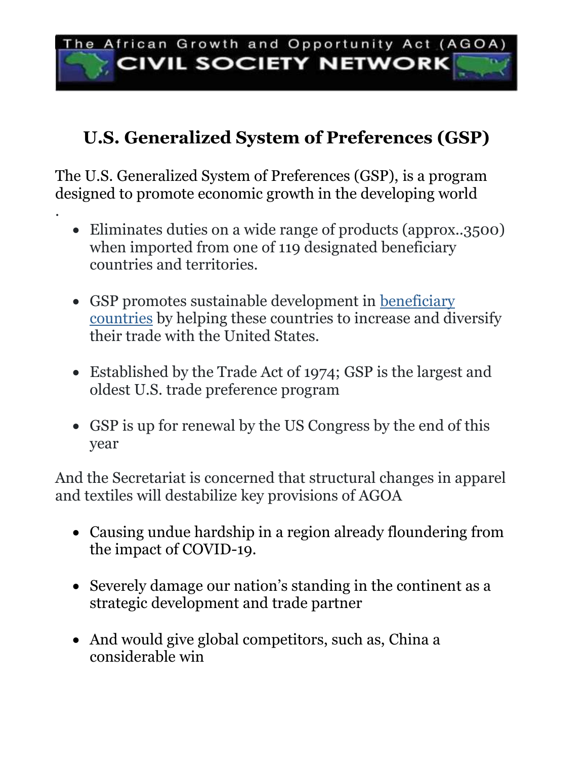The African Growth and Opportunity Act (AGOA)

CIVIL SOCIETY NETWORK

# U.S. Generalized System of Preferences (GSP)

The U.S. Generalized System of Preferences (GSP), is a program designed to promote economic growth in the developing world

.

- Eliminates duties on a wide range of products (approx..3500) when imported from one of 119 designated beneficiary countries and territories.

- GSP promotes sustainable development in [beneficiary countries]() by helping these countries to increase and diversify their trade with the United States.

- Established by the Trade Act of 1974; GSP is the largest and oldest U.S. trade preference program

- GSP is up for renewal by the US Congress by the end of this year

And the Secretariat is concerned that structural changes in apparel and textiles will destabilize key provisions of AGOA

- Causing undue hardship in a region already floundering from the impact of COVID-19.

- Severely damage our nation's standing in the continent as a strategic development and trade partner

- And would give global competitors, such as, China a considerable win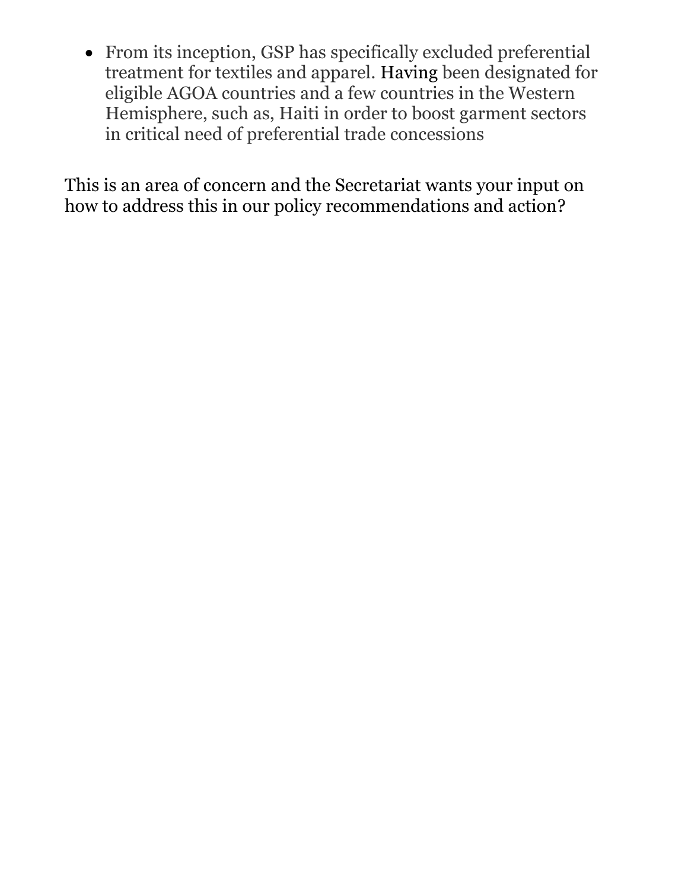- From its inception, GSP has specifically excluded preferential treatment for textiles and apparel. Having been designated for eligible AGOA countries and a few countries in the Western Hemisphere, such as, Haiti in order to boost garment sectors in critical need of preferential trade concessions

This is an area of concern and the Secretariat wants your input on how to address this in our policy recommendations and action?